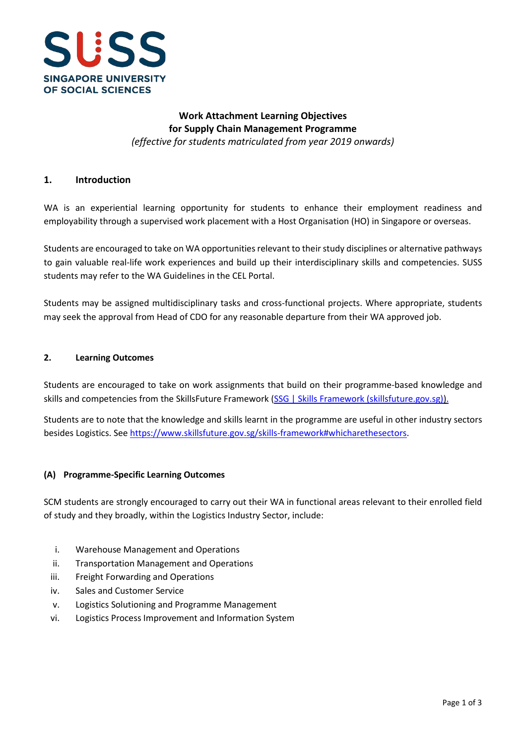SUSS

SINGAPORE UNIVERSITY OF SOCIAL SCIENCES

**Work Attachment Learning Objectives**
**for Supply Chain Management Programme**
*(effective for students matriculated from year 2019 onwards)*

## 1. Introduction

WA is an experiential learning opportunity for students to enhance their employment readiness and employability through a supervised work placement with a Host Organisation (HO) in Singapore or overseas.

Students are encouraged to take on WA opportunities relevant to their study disciplines or alternative pathways to gain valuable real-life work experiences and build up their interdisciplinary skills and competencies. SUSS students may refer to the WA Guidelines in the CEL Portal.

Students may be assigned multidisciplinary tasks and cross-functional projects. Where appropriate, students may seek the approval from Head of CDO for any reasonable departure from their WA approved job.

## 2. Learning Outcomes

Students are encouraged to take on work assignments that build on their programme-based knowledge and skills and competencies from the SkillsFuture Framework ([SSG | Skills Framework (skillsfuture.gov.sg)](https://www.skillsfuture.gov.sg/skills-framework)).

Students are to note that the knowledge and skills learnt in the programme are useful in other industry sectors besides Logistics. See https://www.skillsfuture.gov.sg/skills-framework#whicharethesectors.

### (A) Programme-Specific Learning Outcomes

SCM students are strongly encouraged to carry out their WA in functional areas relevant to their enrolled field of study and they broadly, within the Logistics Industry Sector, include:

i. Warehouse Management and Operations
ii. Transportation Management and Operations
iii. Freight Forwarding and Operations
iv. Sales and Customer Service
v. Logistics Solutioning and Programme Management
vi. Logistics Process Improvement and Information System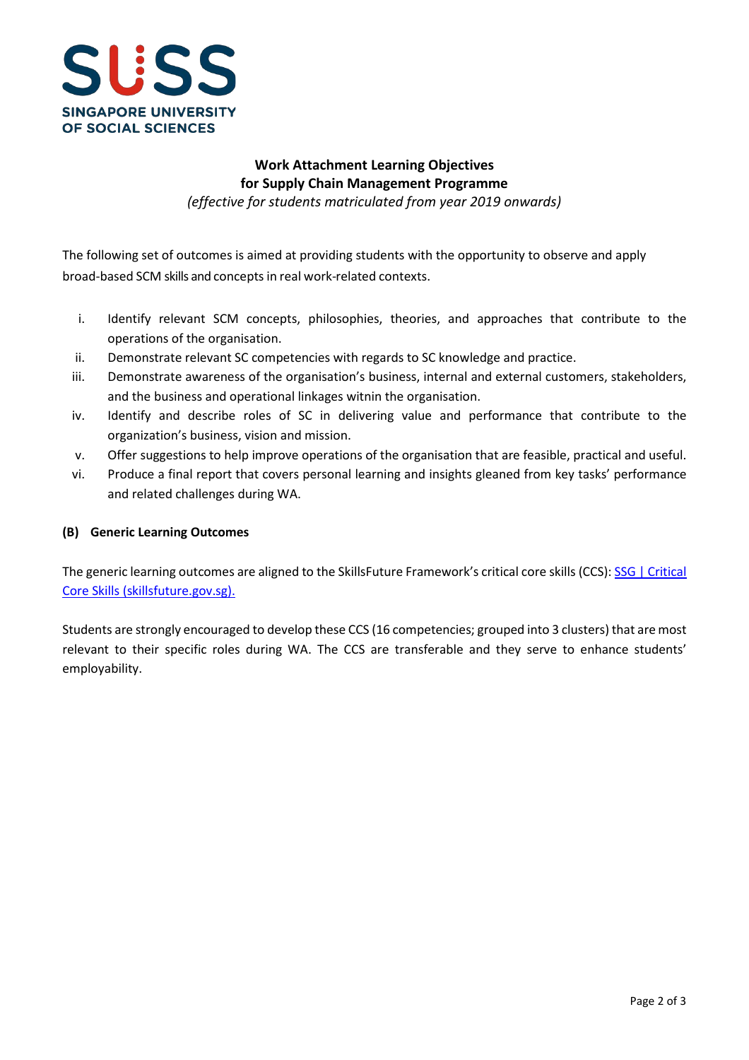**SINGAPORE UNIVERSITY OF SOCIAL SCIENCES**

# Work Attachment Learning Objectives for Supply Chain Management Programme

*(effective for students matriculated from year 2019 onwards)*

The following set of outcomes is aimed at providing students with the opportunity to observe and apply broad-based SCM skills and concepts in real work-related contexts.

i. Identify relevant SCM concepts, philosophies, theories, and approaches that contribute to the operations of the organisation.
ii. Demonstrate relevant SC competencies with regards to SC knowledge and practice.
iii. Demonstrate awareness of the organisation's business, internal and external customers, stakeholders, and the business and operational linkages witnin the organisation.
iv. Identify and describe roles of SC in delivering value and performance that contribute to the organization's business, vision and mission.
v. Offer suggestions to help improve operations of the organisation that are feasible, practical and useful.
vi. Produce a final report that covers personal learning and insights gleaned from key tasks' performance and related challenges during WA.

### (B) Generic Learning Outcomes

The generic learning outcomes are aligned to the SkillsFuture Framework's critical core skills (CCS): [SSG | Critical Core Skills (skillsfuture.gov.sg).]

Students are strongly encouraged to develop these CCS (16 competencies; grouped into 3 clusters) that are most relevant to their specific roles during WA. The CCS are transferable and they serve to enhance students' employability.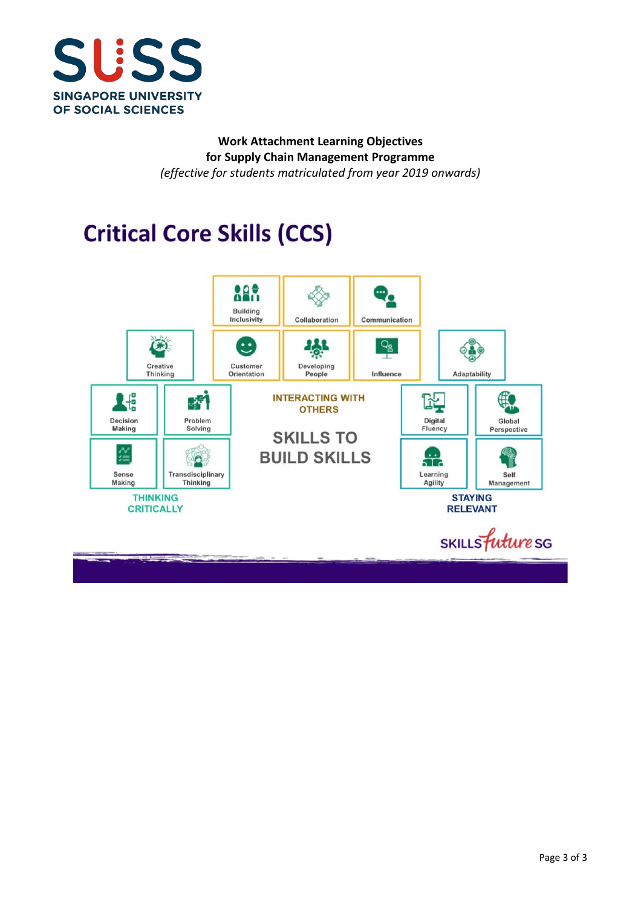**Work Attachment Learning Objectives**
**for Supply Chain Management Programme**
*(effective for students matriculated from year 2019 onwards)*

# Critical Core Skills (CCS)

Building Inclusivity
Collaboration
Communication
Creative Thinking
Customer Orientation
Developing People
Influence
Adaptability
Decision Making
Problem Solving
INTERACTING WITH OTHERS
SKILLS TO BUILD SKILLS
Digital Fluency
Global Perspective
Sense Making
Transdisciplinary Thinking
Learning Agility
Self Management
THINKING CRITICALLY
STAYING RELEVANT
SKILLS future SG